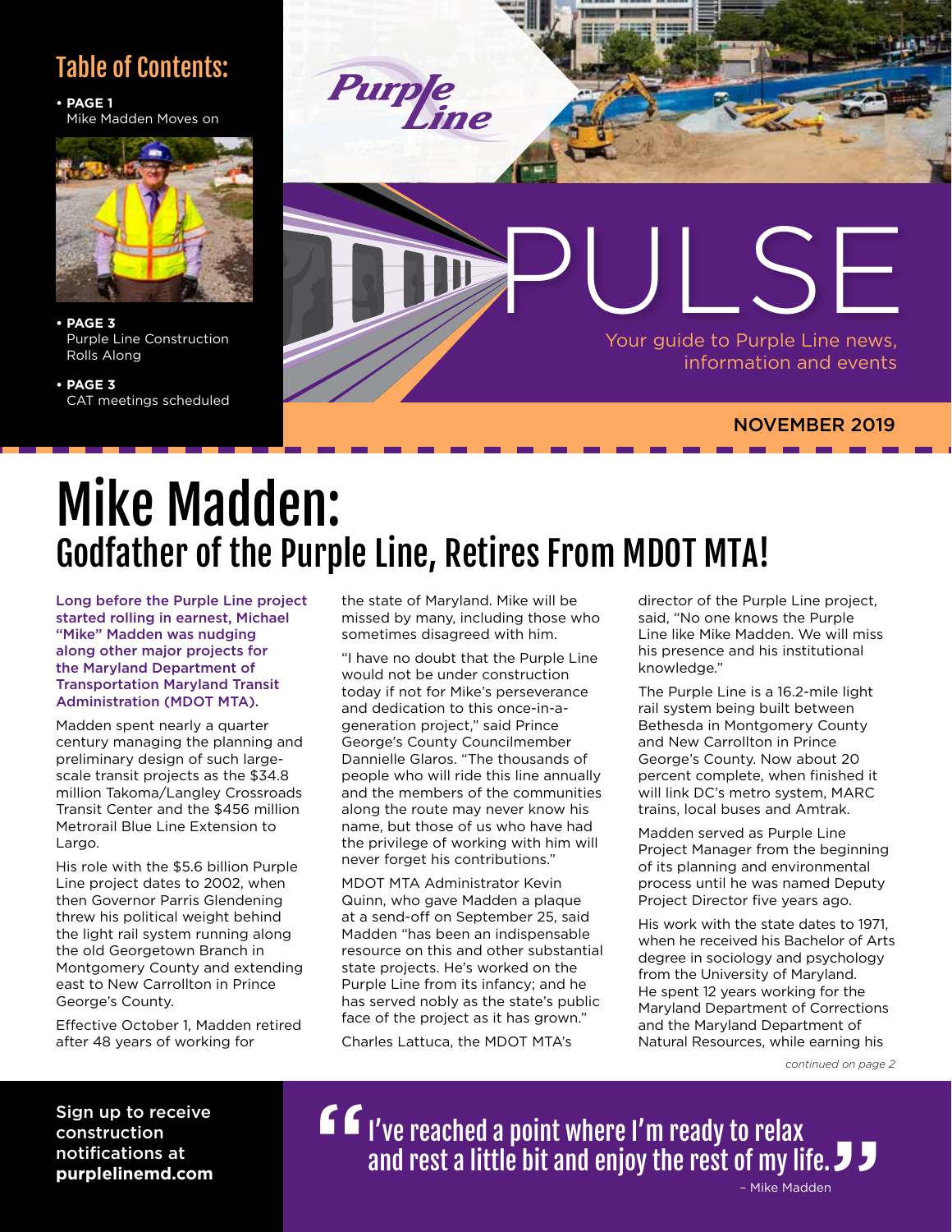## Table of Contents:

- **PAGE 1**
  Mike Madden Moves on
- **PAGE 3**
  Purple Line Construction Rolls Along
- **PAGE 3**
  CAT meetings scheduled

Purple Line

# PULSE

Your guide to Purple Line news, information and events

NOVEMBER 2019

# Mike Madden:
## Godfather of the Purple Line, Retires From MDOT MTA!

**Long before the Purple Line project started rolling in earnest, Michael "Mike" Madden was nudging along other major projects for the Maryland Department of Transportation Maryland Transit Administration (MDOT MTA).**

Madden spent nearly a quarter century managing the planning and preliminary design of such large-scale transit projects as the $34.8 million Takoma/Langley Crossroads Transit Center and the $456 million Metrorail Blue Line Extension to Largo.

His role with the $5.6 billion Purple Line project dates to 2002, when then Governor Parris Glendening threw his political weight behind the light rail system running along the old Georgetown Branch in Montgomery County and extending east to New Carrollton in Prince George's County.

Effective October 1, Madden retired after 48 years of working for the state of Maryland. Mike will be missed by many, including those who sometimes disagreed with him.

"I have no doubt that the Purple Line would not be under construction today if not for Mike's perseverance and dedication to this once-in-a-generation project," said Prince George's County Councilmember Dannielle Glaros. "The thousands of people who will ride this line annually and the members of the communities along the route may never know his name, but those of us who have had the privilege of working with him will never forget his contributions."

MDOT MTA Administrator Kevin Quinn, who gave Madden a plaque at a send-off on September 25, said Madden "has been an indispensable resource on this and other substantial state projects. He's worked on the Purple Line from its infancy; and he has served nobly as the state's public face of the project as it has grown."

Charles Lattuca, the MDOT MTA's director of the Purple Line project, said, "No one knows the Purple Line like Mike Madden. We will miss his presence and his institutional knowledge."

The Purple Line is a 16.2-mile light rail system being built between Bethesda in Montgomery County and New Carrollton in Prince George's County. Now about 20 percent complete, when finished it will link DC's metro system, MARC trains, local buses and Amtrak.

Madden served as Purple Line Project Manager from the beginning of its planning and environmental process until he was named Deputy Project Director five years ago.

His work with the state dates to 1971, when he received his Bachelor of Arts degree in sociology and psychology from the University of Maryland. He spent 12 years working for the Maryland Department of Corrections and the Maryland Department of Natural Resources, while earning his

*continued on page 2*

Sign up to receive construction notifications at **purplelinemd.com**

> "I've reached a point where I'm ready to relax and rest a little bit and enjoy the rest of my life."
>
> – Mike Madden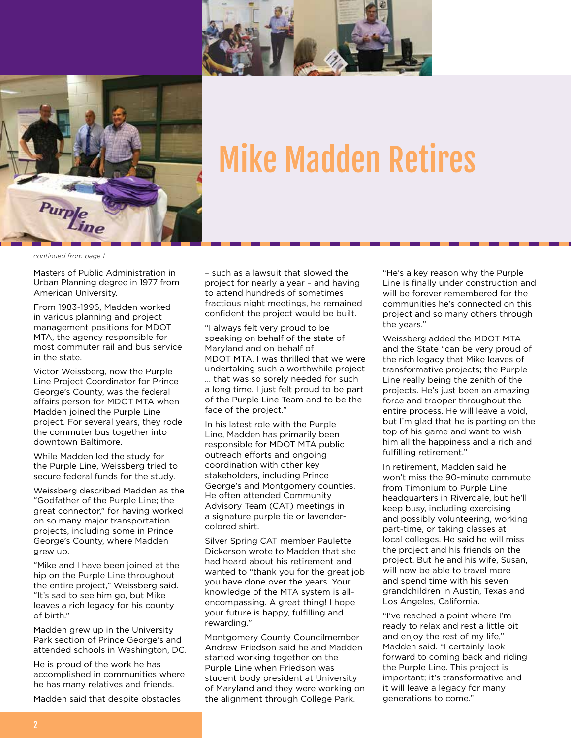# Mike Madden Retires

*continued from page 1*

Masters of Public Administration in Urban Planning degree in 1977 from American University.

From 1983-1996, Madden worked in various planning and project management positions for MDOT MTA, the agency responsible for most commuter rail and bus service in the state.

Victor Weissberg, now the Purple Line Project Coordinator for Prince George's County, was the federal affairs person for MDOT MTA when Madden joined the Purple Line project. For several years, they rode the commuter bus together into downtown Baltimore.

While Madden led the study for the Purple Line, Weissberg tried to secure federal funds for the study.

Weissberg described Madden as the "Godfather of the Purple Line; the great connector," for having worked on so many major transportation projects, including some in Prince George's County, where Madden grew up.

"Mike and I have been joined at the hip on the Purple Line throughout the entire project," Weissberg said. "It's sad to see him go, but Mike leaves a rich legacy for his county of birth."

Madden grew up in the University Park section of Prince George's and attended schools in Washington, DC.

He is proud of the work he has accomplished in communities where he has many relatives and friends.

Madden said that despite obstacles – such as a lawsuit that slowed the project for nearly a year – and having to attend hundreds of sometimes fractious night meetings, he remained confident the project would be built.

"I always felt very proud to be speaking on behalf of the state of Maryland and on behalf of MDOT MTA. I was thrilled that we were undertaking such a worthwhile project ... that was so sorely needed for such a long time. I just felt proud to be part of the Purple Line Team and to be the face of the project."

In his latest role with the Purple Line, Madden has primarily been responsible for MDOT MTA public outreach efforts and ongoing coordination with other key stakeholders, including Prince George's and Montgomery counties. He often attended Community Advisory Team (CAT) meetings in a signature purple tie or lavender-colored shirt.

Silver Spring CAT member Paulette Dickerson wrote to Madden that she had heard about his retirement and wanted to "thank you for the great job you have done over the years. Your knowledge of the MTA system is all-encompassing. A great thing! I hope your future is happy, fulfilling and rewarding."

Montgomery County Councilmember Andrew Friedson said he and Madden started working together on the Purple Line when Friedson was student body president at University of Maryland and they were working on the alignment through College Park.

"He's a key reason why the Purple Line is finally under construction and will be forever remembered for the communities he's connected on this project and so many others through the years."

Weissberg added the MDOT MTA and the State "can be very proud of the rich legacy that Mike leaves of transformative projects; the Purple Line really being the zenith of the projects. He's just been an amazing force and trooper throughout the entire process. He will leave a void, but I'm glad that he is parting on the top of his game and want to wish him all the happiness and a rich and fulfilling retirement."

In retirement, Madden said he won't miss the 90-minute commute from Timonium to Purple Line headquarters in Riverdale, but he'll keep busy, including exercising and possibly volunteering, working part-time, or taking classes at local colleges. He said he will miss the project and his friends on the project. But he and his wife, Susan, will now be able to travel more and spend time with his seven grandchildren in Austin, Texas and Los Angeles, California.

"I've reached a point where I'm ready to relax and rest a little bit and enjoy the rest of my life," Madden said. "I certainly look forward to coming back and riding the Purple Line. This project is important; it's transformative and it will leave a legacy for many generations to come."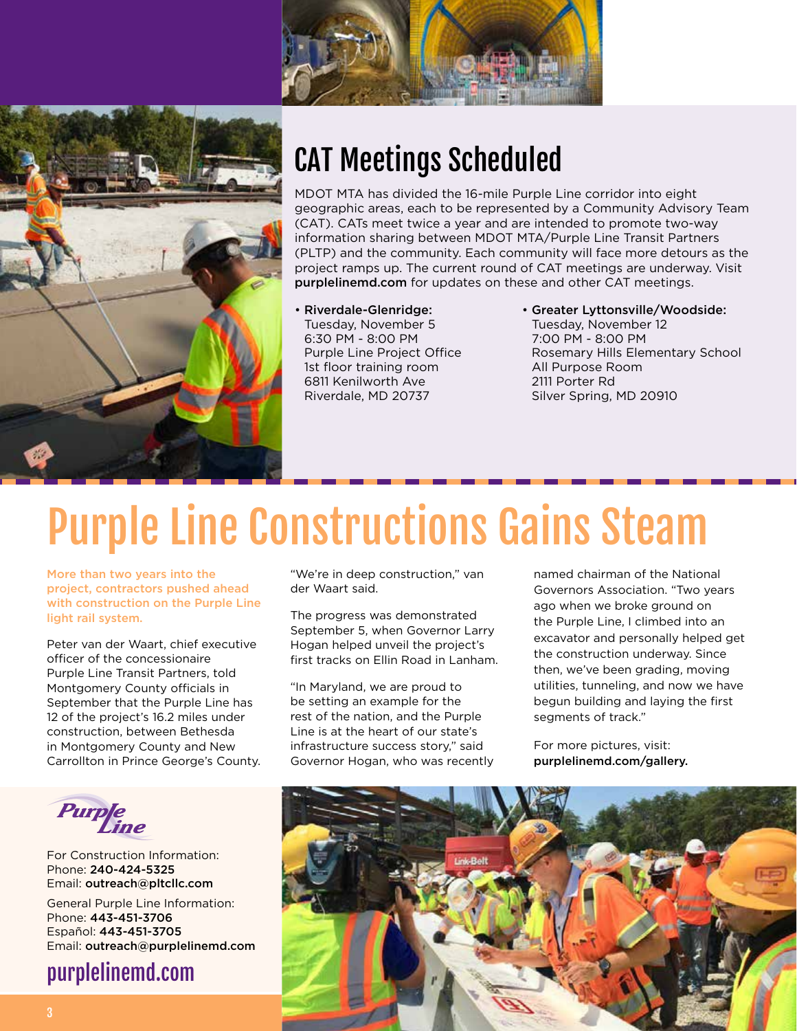## CAT Meetings Scheduled

MDOT MTA has divided the 16-mile Purple Line corridor into eight geographic areas, each to be represented by a Community Advisory Team (CAT). CATs meet twice a year and are intended to promote two-way information sharing between MDOT MTA/Purple Line Transit Partners (PLTP) and the community. Each community will face more detours as the project ramps up. The current round of CAT meetings are underway. Visit **purplelinemd.com** for updates on these and other CAT meetings.

- **Riverdale-Glenridge:**
  Tuesday, November 5
  6:30 PM - 8:00 PM
  Purple Line Project Office
  1st floor training room
  6811 Kenilworth Ave
  Riverdale, MD 20737

- **Greater Lyttonsville/Woodside:**
  Tuesday, November 12
  7:00 PM - 8:00 PM
  Rosemary Hills Elementary School
  All Purpose Room
  2111 Porter Rd
  Silver Spring, MD 20910

# Purple Line Constructions Gains Steam

**More than two years into the project, contractors pushed ahead with construction on the Purple Line light rail system.**

Peter van der Waart, chief executive officer of the concessionaire Purple Line Transit Partners, told Montgomery County officials in September that the Purple Line has 12 of the project's 16.2 miles under construction, between Bethesda in Montgomery County and New Carrollton in Prince George's County.

"We're in deep construction," van der Waart said.

The progress was demonstrated September 5, when Governor Larry Hogan helped unveil the project's first tracks on Ellin Road in Lanham.

"In Maryland, we are proud to be setting an example for the rest of the nation, and the Purple Line is at the heart of our state's infrastructure success story," said Governor Hogan, who was recently named chairman of the National Governors Association. "Two years ago when we broke ground on the Purple Line, I climbed into an excavator and personally helped get the construction underway. Since then, we've been grading, moving utilities, tunneling, and now we have begun building and laying the first segments of track."

For more pictures, visit: **purplelinemd.com/gallery.**

Purple Line

For Construction Information:
Phone: **240-424-5325**
Email: **outreach@pltcllc.com**

General Purple Line Information:
Phone: **443-451-3706**
Español: **443-451-3705**
Email: **outreach@purplelinemd.com**

**purplelinemd.com**